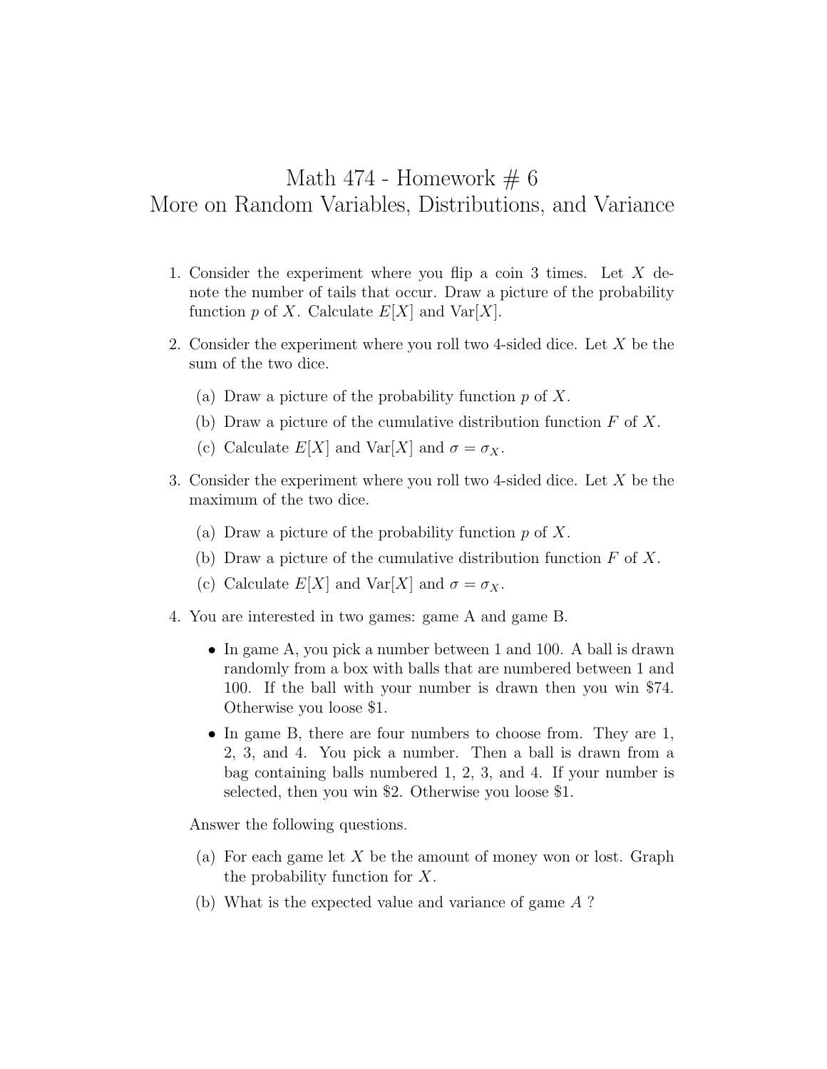# Math 474 - Homework # 6
## More on Random Variables, Distributions, and Variance

1. Consider the experiment where you flip a coin 3 times. Let $X$ denote the number of tails that occur. Draw a picture of the probability function $p$ of $X$. Calculate $E[X]$ and $\text{Var}[X]$.

2. Consider the experiment where you roll two 4-sided dice. Let $X$ be the sum of the two dice.

   (a) Draw a picture of the probability function $p$ of $X$.

   (b) Draw a picture of the cumulative distribution function $F$ of $X$.

   (c) Calculate $E[X]$ and $\text{Var}[X]$ and $\sigma = \sigma_X$.

3. Consider the experiment where you roll two 4-sided dice. Let $X$ be the maximum of the two dice.

   (a) Draw a picture of the probability function $p$ of $X$.

   (b) Draw a picture of the cumulative distribution function $F$ of $X$.

   (c) Calculate $E[X]$ and $\text{Var}[X]$ and $\sigma = \sigma_X$.

4. You are interested in two games: game A and game B.

   - In game A, you pick a number between 1 and 100. A ball is drawn randomly from a box with balls that are numbered between 1 and 100. If the ball with your number is drawn then you win \$74. Otherwise you loose \$1.
   - In game B, there are four numbers to choose from. They are 1, 2, 3, and 4. You pick a number. Then a ball is drawn from a bag containing balls numbered 1, 2, 3, and 4. If your number is selected, then you win \$2. Otherwise you loose \$1.

   Answer the following questions.

   (a) For each game let $X$ be the amount of money won or lost. Graph the probability function for $X$.

   (b) What is the expected value and variance of game $A$ ?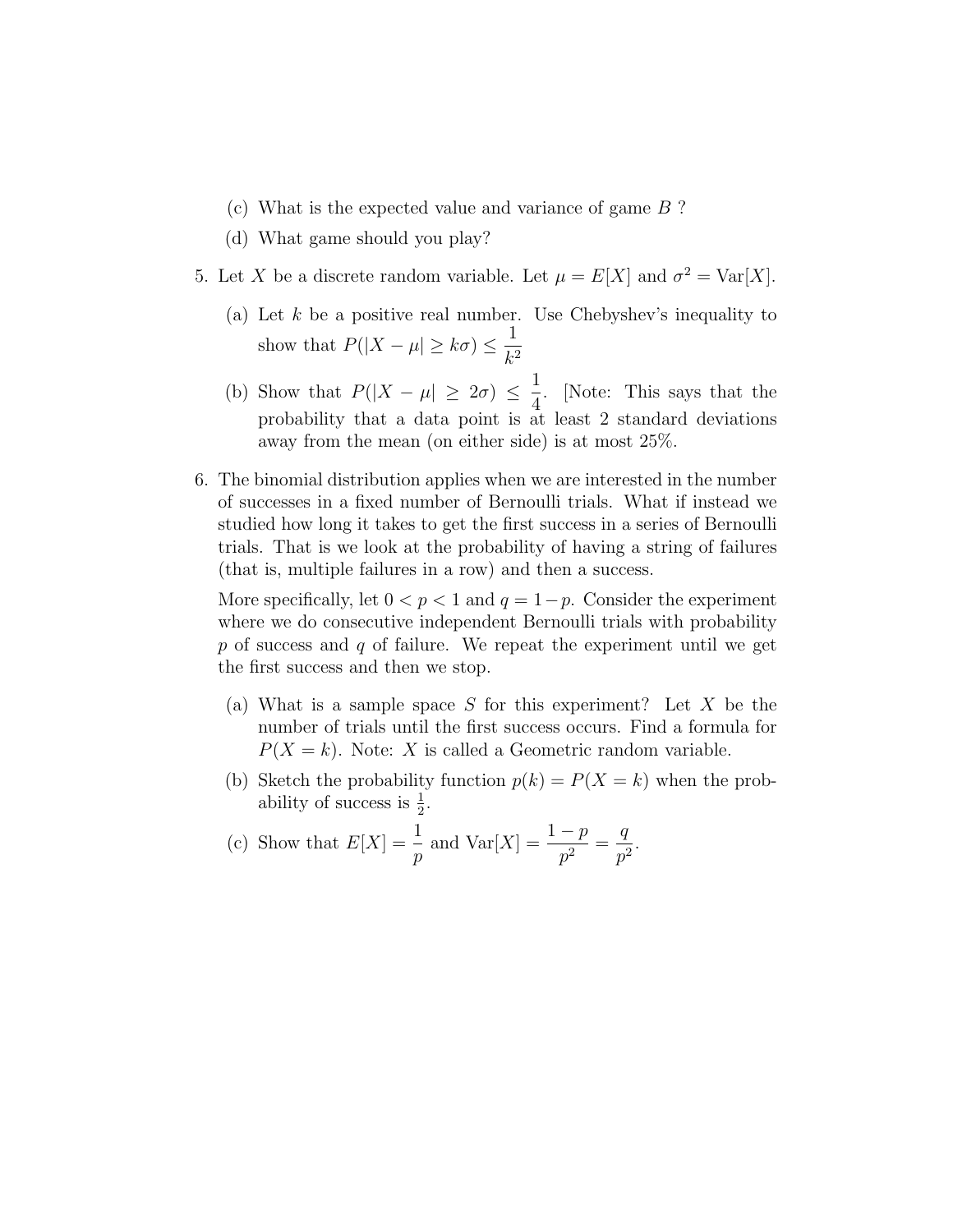(c) What is the expected value and variance of game $B$ ?

(d) What game should you play?

5. Let $X$ be a discrete random variable. Let $\mu = E[X]$ and $\sigma^2 = \text{Var}[X]$.

   (a) Let $k$ be a positive real number. Use Chebyshev's inequality to show that $P(|X - \mu| \geq k\sigma) \leq \dfrac{1}{k^2}$

   (b) Show that $P(|X - \mu| \geq 2\sigma) \leq \dfrac{1}{4}$. [Note: This says that the probability that a data point is at least 2 standard deviations away from the mean (on either side) is at most 25%.

6. The binomial distribution applies when we are interested in the number of successes in a fixed number of Bernoulli trials. What if instead we studied how long it takes to get the first success in a series of Bernoulli trials. That is we look at the probability of having a string of failures (that is, multiple failures in a row) and then a success.

   More specifically, let $0 < p < 1$ and $q = 1-p$. Consider the experiment where we do consecutive independent Bernoulli trials with probability $p$ of success and $q$ of failure. We repeat the experiment until we get the first success and then we stop.

   (a) What is a sample space $S$ for this experiment? Let $X$ be the number of trials until the first success occurs. Find a formula for $P(X = k)$. Note: $X$ is called a Geometric random variable.

   (b) Sketch the probability function $p(k) = P(X = k)$ when the probability of success is $\frac{1}{2}$.

   (c) Show that $E[X] = \dfrac{1}{p}$ and $\text{Var}[X] = \dfrac{1-p}{p^2} = \dfrac{q}{p^2}$.